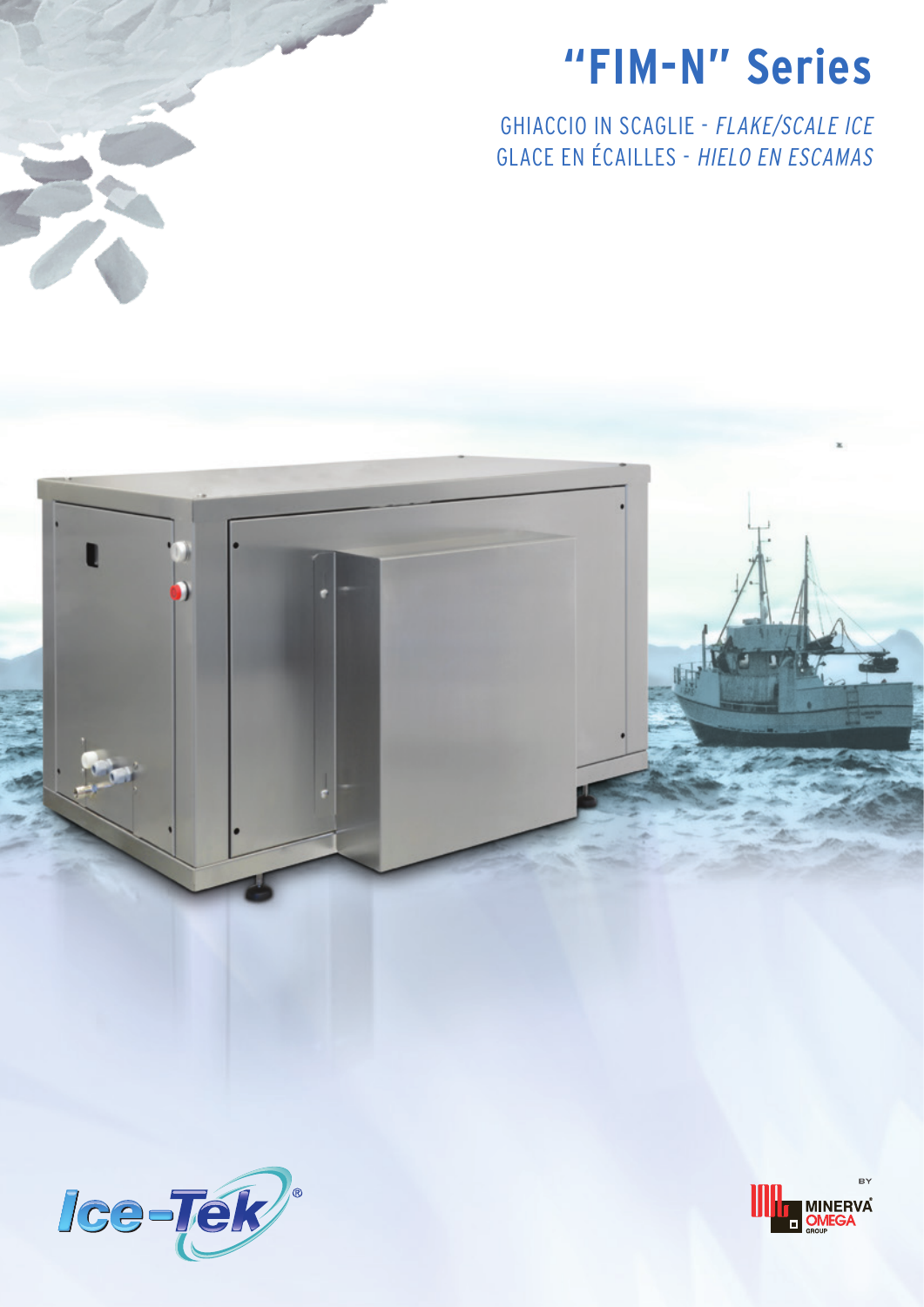# "FIM-N" Series

GHIACCIO IN SCAGLIE - *FLAKE/SCALE ICE*
GLACE EN ÉCAILLES - *HIELO EN ESCAMAS*

Ice-Tek®

BY MINERVA® OMEGA GROUP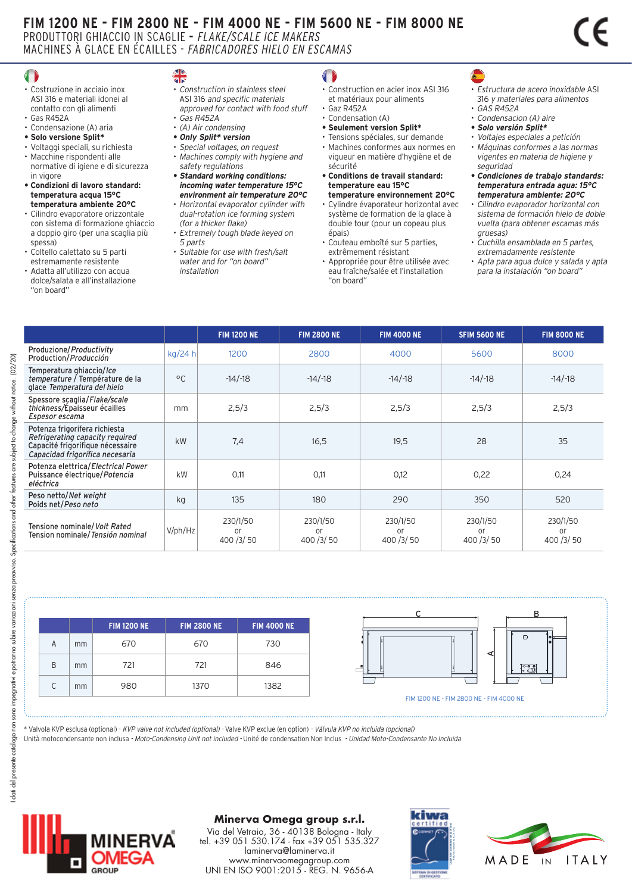# FIM 1200 NE - FIM 2800 NE - FIM 4000 NE - FIM 5600 NE - FIM 8000 NE

PRODUTTORI GHIACCIO IN SCAGLIE - *FLAKE/SCALE ICE MAKERS*
MACHINES À GLACE EN ÉCAILLES - *FABRICADORES HIELO EN ESCAMAS*

- Costruzione in acciaio inox ASI 316 e materiali idonei al contatto con gli alimenti
- Gas R452A
- Condensazione (A) aria
- **Solo versione Split***
- Voltaggi speciali, su richiesta
- Macchine rispondenti alle normative di igiene e di sicurezza in vigore
- **Condizioni di lavoro standard: temperatura acqua 15°C temperatura ambiente 20°C**
- Cilindro evaporatore orizzontale con sistema di formazione ghiaccio a doppio giro (per una scaglia più spessa)
- Coltello calettato su 5 parti estremamente resistente
- Adatta all'utilizzo con acqua dolce/salata e all'installazione "on board"

*
- Construction in stainless steel ASI 316 and specific materials approved for contact with food stuff
- Gas R452A
- (A) Air condensing
- **Only Split* version**
- Special voltages, on request
- Machines comply with hygiene and safety regulations
- **Standard working conditions: incoming water temperature 15°C environment air temperature 20°C**
- Horizontal evaporator cylinder with dual-rotation ice forming system (for a thicker flake)
- Extremely tough blade keyed on 5 parts
- Suitable for use with fresh/salt water and for "on board" installation
*

- Construction en acier inox ASI 316 et matériaux pour aliments
- Gaz R452A
- Condensation (A)
- **Seulement version Split***
- Tensions spéciales, sur demande
- Machines conformes aux normes en vigueur en matière d'hygiène et de sécurité
- **Conditions de travail standard: temperature eau 15°C temperature environnement 20°C**
- Cylindre évaporateur horizontal avec système de formation de la glace à double tour (pour un copeau plus épais)
- Couteau emboîté sur 5 parties, extrêmement résistant
- Appropriée pour être utilisée avec eau fraîche/salée et l'installation "on board"

*
- Estructura de acero inoxidable ASI 316 y materiales para alimentos
- GAS R452A
- Condensacion (A) aire
- **Solo versión Split***
- Voltajes especiales a petición
- Máquinas conformes a las normas vigentes en materia de higiene y seguridad
- **Condiciones de trabajo standards: temperatura entrada agua: 15°C temperatura ambiente: 20°C**
- Cilindro evaporador horizontal con sistema de formación hielo de doble vuelta (para obtener escamas más gruesas)
- Cuchilla ensamblada en 5 partes, extremadamente resistente
- Apta para agua dulce y salada y apta para la instalación "on board"
*

| | | FIM 1200 NE | FIM 2800 NE | FIM 4000 NE | SFIM 5600 NE | FIM 8000 NE |
|---|---|---|---|---|---|---|
| Produzione/*Productivity* Production/*Producción* | kg/24 h | 1200 | 2800 | 4000 | 5600 | 8000 |
| Temperatura ghiaccio/*Ice temperature* / Température de la glace *Temperatura del hielo* | °C | -14/-18 | -14/-18 | -14/-18 | -14/-18 | -14/-18 |
| Spessore scaglia/*Flake/scale thickness*/Épaisseur écailles *Espesor escama* | mm | 2,5/3 | 2,5/3 | 2,5/3 | 2,5/3 | 2,5/3 |
| Potenza frigorifera richiesta *Refrigerating capacity required* Capacité frigorifique nécessaire *Capacidad frigorífica necesaria* | kW | 7,4 | 16,5 | 19,5 | 28 | 35 |
| Potenza elettrica/*Electrical Power* Puissance électrique/*Potencia eléctrica* | kW | 0,11 | 0,11 | 0,12 | 0,22 | 0,24 |
| Peso netto/*Net weight* Poids net/*Peso neto* | kg | 135 | 180 | 290 | 350 | 520 |
| Tensione nominale/*Volt Rated* Tension nominale/*Tensión nominal* | V/ph/Hz | 230/1/50 or 400 /3/ 50 | 230/1/50 or 400 /3/ 50 | 230/1/50 or 400 /3/ 50 | 230/1/50 or 400 /3/ 50 | 230/1/50 or 400 /3/ 50 |

| | | FIM 1200 NE | FIM 2800 NE | FIM 4000 NE |
|---|---|---|---|---|
| A | mm | 670 | 670 | 730 |
| B | mm | 721 | 721 | 846 |
| C | mm | 980 | 1370 | 1382 |

C
B
A

FIM 1200 NE - FIM 2800 NE - FIM 4000 NE

\* Valvola KVP esclusa (optional) - *KVP valve not included (optional)* - Valve KVP exclue (en option) - *Válvula KVP no incluida (opcional)*
Unità motocondensante non inclusa - *Moto-Condensing Unit not included* - Unité de condensation Non Inclus - *Unidad Moto-Condensante No Incluida*

I dati del presente catalogo non sono impegnativi e potranno subire variazioni senza preavviso. Specifications and other features are subject to change without notice. (02/20)

**Minerva Omega group s.r.l.**
Via del Vetraio, 36 - 40138 Bologna - Italy
tel. +39 051 530.174 - fax +39 051 535.327
laminerva@laminerva.it
www.minervaomegagroup.com
UNI EN ISO 9001:2015 - REG. N. 9656-A

MADE IN ITALY